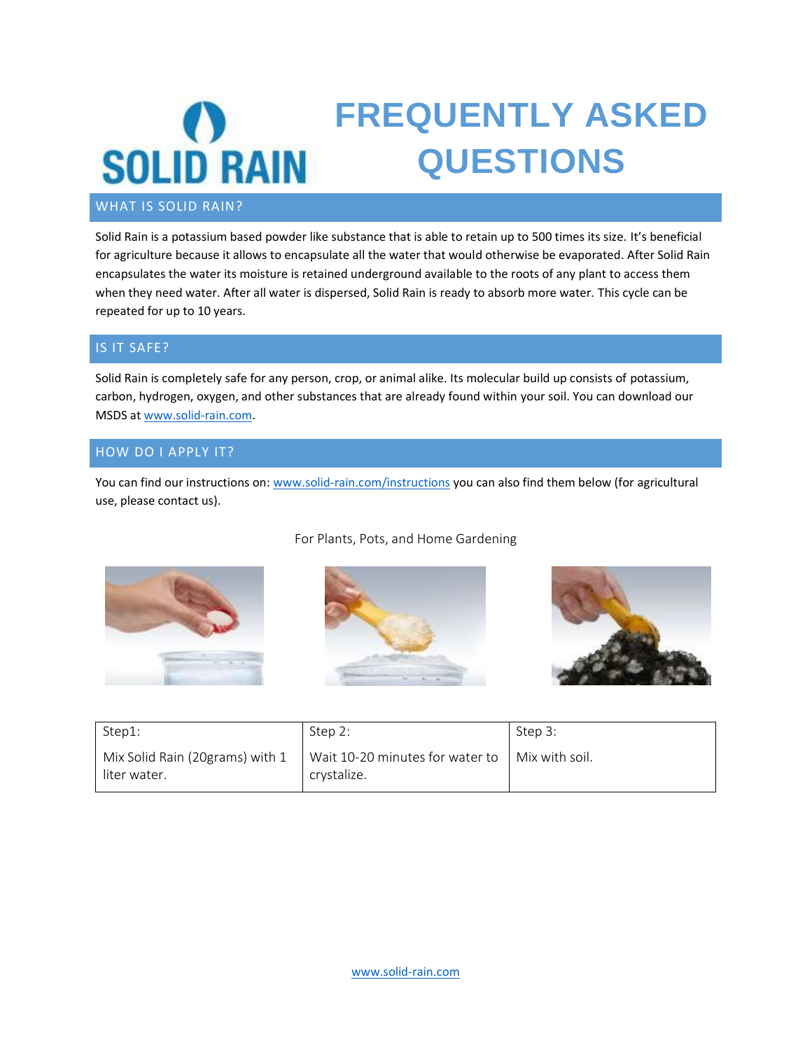# SOLID RAIN

# FREQUENTLY ASKED QUESTIONS

## WHAT IS SOLID RAIN?

Solid Rain is a potassium based powder like substance that is able to retain up to 500 times its size. It's beneficial for agriculture because it allows to encapsulate all the water that would otherwise be evaporated. After Solid Rain encapsulates the water its moisture is retained underground available to the roots of any plant to access them when they need water. After all water is dispersed, Solid Rain is ready to absorb more water. This cycle can be repeated for up to 10 years.

## IS IT SAFE?

Solid Rain is completely safe for any person, crop, or animal alike. Its molecular build up consists of potassium, carbon, hydrogen, oxygen, and other substances that are already found within your soil. You can download our MSDS at www.solid-rain.com.

## HOW DO I APPLY IT?

You can find our instructions on: www.solid-rain.com/instructions you can also find them below (for agricultural use, please contact us).

For Plants, Pots, and Home Gardening

| Step1: | Step 2: | Step 3: |
|---|---|---|
| Mix Solid Rain (20grams) with 1 liter water. | Wait 10-20 minutes for water to crystalize. | Mix with soil. |

www.solid-rain.com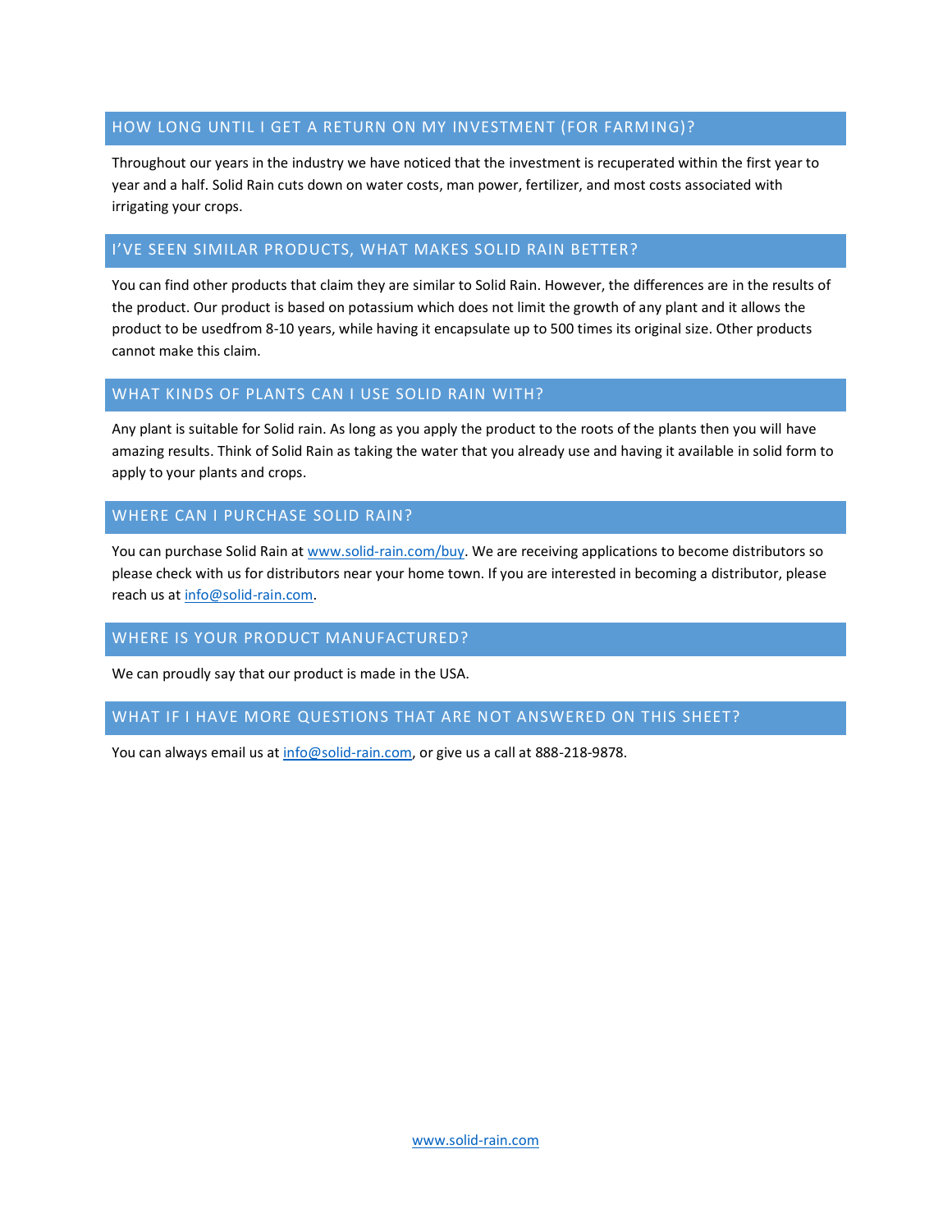## HOW LONG UNTIL I GET A RETURN ON MY INVESTMENT (FOR FARMING)?

Throughout our years in the industry we have noticed that the investment is recuperated within the first year to year and a half. Solid Rain cuts down on water costs, man power, fertilizer, and most costs associated with irrigating your crops.

## I'VE SEEN SIMILAR PRODUCTS, WHAT MAKES SOLID RAIN BETTER?

You can find other products that claim they are similar to Solid Rain. However, the differences are in the results of the product. Our product is based on potassium which does not limit the growth of any plant and it allows the product to be usedfrom 8-10 years, while having it encapsulate up to 500 times its original size. Other products cannot make this claim.

## WHAT KINDS OF PLANTS CAN I USE SOLID RAIN WITH?

Any plant is suitable for Solid rain. As long as you apply the product to the roots of the plants then you will have amazing results. Think of Solid Rain as taking the water that you already use and having it available in solid form to apply to your plants and crops.

## WHERE CAN I PURCHASE SOLID RAIN?

You can purchase Solid Rain at www.solid-rain.com/buy. We are receiving applications to become distributors so please check with us for distributors near your home town. If you are interested in becoming a distributor, please reach us at info@solid-rain.com.

## WHERE IS YOUR PRODUCT MANUFACTURED?

We can proudly say that our product is made in the USA.

## WHAT IF I HAVE MORE QUESTIONS THAT ARE NOT ANSWERED ON THIS SHEET?

You can always email us at info@solid-rain.com, or give us a call at 888-218-9878.